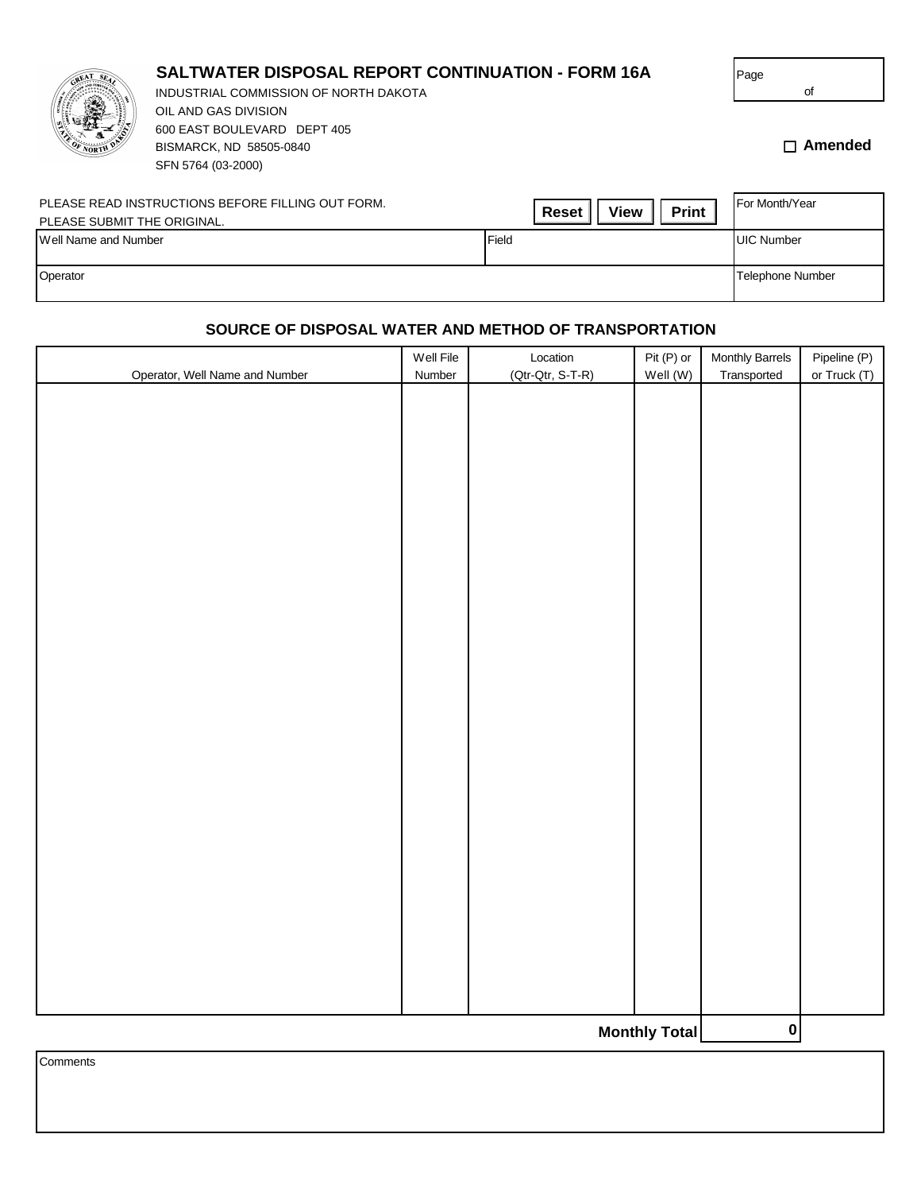# SALTWATER DISPOSAL REPORT CONTINUATION - FORM 16A

INDUSTRIAL COMMISSION OF NORTH DAKOTA
OIL AND GAS DIVISION
600 EAST BOULEVARD DEPT 405
BISMARCK, ND 58505-0840
SFN 5764 (03-2000)

Page of

☐ **Amended**

PLEASE READ INSTRUCTIONS BEFORE FILLING OUT FORM.
PLEASE SUBMIT THE ORIGINAL.

**Reset** **View** **Print**

| Well Name and Number | Field | For Month/Year |
|---|---|---|
| | | UIC Number |
| Operator | | Telephone Number |

## SOURCE OF DISPOSAL WATER AND METHOD OF TRANSPORTATION

| Operator, Well Name and Number | Well File Number | Location (Qtr-Qtr, S-T-R) | Pit (P) or Well (W) | Monthly Barrels Transported | Pipeline (P) or Truck (T) |
|---|---|---|---|---|---|
| | | | | | |
| | | | **Monthly Total** | 0 | |

Comments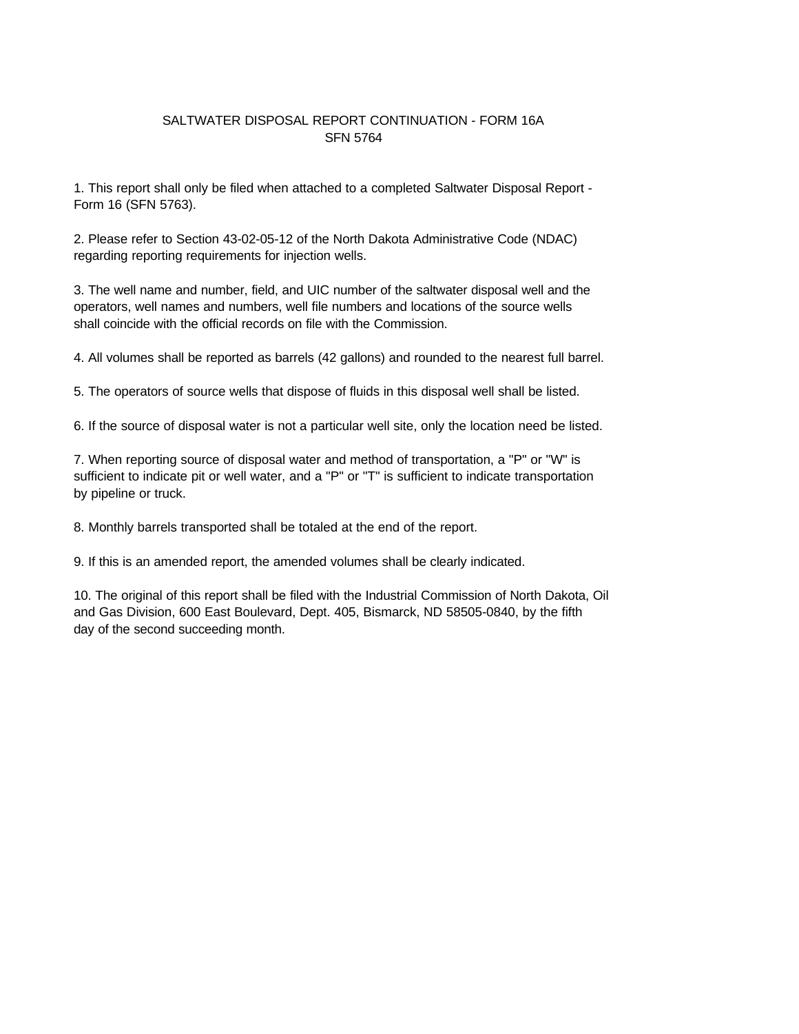# SALTWATER DISPOSAL REPORT CONTINUATION - FORM 16A
## SFN 5764

1. This report shall only be filed when attached to a completed Saltwater Disposal Report - Form 16 (SFN 5763).

2. Please refer to Section 43-02-05-12 of the North Dakota Administrative Code (NDAC) regarding reporting requirements for injection wells.

3. The well name and number, field, and UIC number of the saltwater disposal well and the operators, well names and numbers, well file numbers and locations of the source wells shall coincide with the official records on file with the Commission.

4. All volumes shall be reported as barrels (42 gallons) and rounded to the nearest full barrel.

5. The operators of source wells that dispose of fluids in this disposal well shall be listed.

6. If the source of disposal water is not a particular well site, only the location need be listed.

7. When reporting source of disposal water and method of transportation, a "P" or "W" is sufficient to indicate pit or well water, and a "P" or "T" is sufficient to indicate transportation by pipeline or truck.

8. Monthly barrels transported shall be totaled at the end of the report.

9. If this is an amended report, the amended volumes shall be clearly indicated.

10. The original of this report shall be filed with the Industrial Commission of North Dakota, Oil and Gas Division, 600 East Boulevard, Dept. 405, Bismarck, ND 58505-0840, by the fifth day of the second succeeding month.